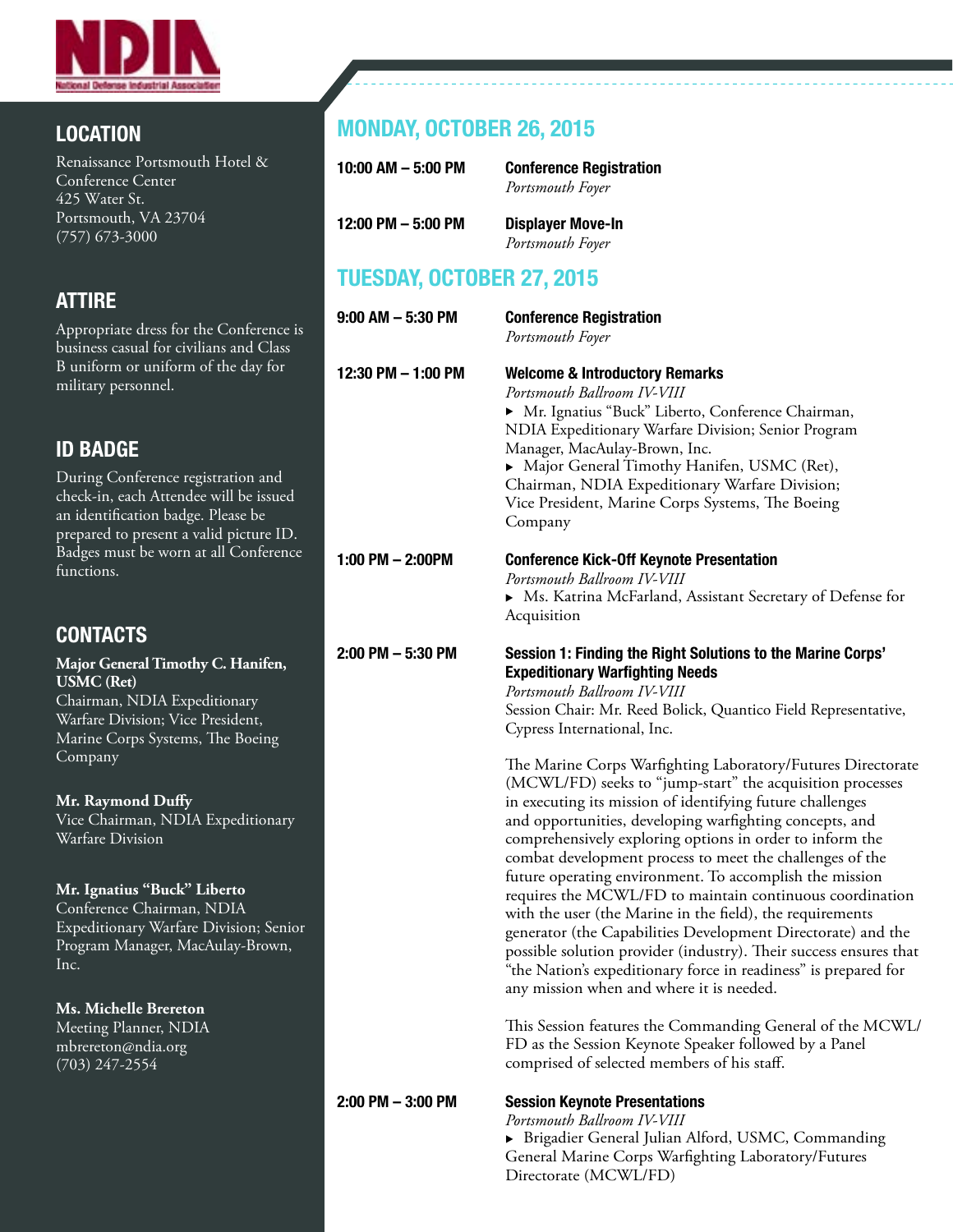NDIA National Defense Industrial Association

## LOCATION

Renaissance Portsmouth Hotel & Conference Center
425 Water St.
Portsmouth, VA 23704
(757) 673-3000

## ATTIRE

Appropriate dress for the Conference is business casual for civilians and Class B uniform or uniform of the day for military personnel.

## ID BADGE

During Conference registration and check-in, each Attendee will be issued an identification badge. Please be prepared to present a valid picture ID. Badges must be worn at all Conference functions.

## CONTACTS

**Major General Timothy C. Hanifen, USMC (Ret)**
Chairman, NDIA Expeditionary Warfare Division; Vice President, Marine Corps Systems, The Boeing Company

**Mr. Raymond Duffy**
Vice Chairman, NDIA Expeditionary Warfare Division

**Mr. Ignatius "Buck" Liberto**
Conference Chairman, NDIA Expeditionary Warfare Division; Senior Program Manager, MacAulay-Brown, Inc.

**Ms. Michelle Brereton**
Meeting Planner, NDIA
mbrereton@ndia.org
(703) 247-2554

## MONDAY, OCTOBER 26, 2015

**10:00 AM – 5:00 PM** — **Conference Registration**
*Portsmouth Foyer*

**12:00 PM – 5:00 PM** — **Displayer Move-In**
*Portsmouth Foyer*

## TUESDAY, OCTOBER 27, 2015

**9:00 AM – 5:30 PM** — **Conference Registration**
*Portsmouth Foyer*

**12:30 PM – 1:00 PM** — **Welcome & Introductory Remarks**
*Portsmouth Ballroom IV-VIII*

- Mr. Ignatius "Buck" Liberto, Conference Chairman, NDIA Expeditionary Warfare Division; Senior Program Manager, MacAulay-Brown, Inc.
- Major General Timothy Hanifen, USMC (Ret), Chairman, NDIA Expeditionary Warfare Division; Vice President, Marine Corps Systems, The Boeing Company

**1:00 PM – 2:00PM** — **Conference Kick-Off Keynote Presentation**
*Portsmouth Ballroom IV-VIII*

- Ms. Katrina McFarland, Assistant Secretary of Defense for Acquisition

**2:00 PM – 5:30 PM** — **Session 1: Finding the Right Solutions to the Marine Corps' Expeditionary Warfighting Needs**
*Portsmouth Ballroom IV-VIII*
Session Chair: Mr. Reed Bolick, Quantico Field Representative, Cypress International, Inc.

The Marine Corps Warfighting Laboratory/Futures Directorate (MCWL/FD) seeks to "jump-start" the acquisition processes in executing its mission of identifying future challenges and opportunities, developing warfighting concepts, and comprehensively exploring options in order to inform the combat development process to meet the challenges of the future operating environment. To accomplish the mission requires the MCWL/FD to maintain continuous coordination with the user (the Marine in the field), the requirements generator (the Capabilities Development Directorate) and the possible solution provider (industry). Their success ensures that "the Nation's expeditionary force in readiness" is prepared for any mission when and where it is needed.

This Session features the Commanding General of the MCWL/FD as the Session Keynote Speaker followed by a Panel comprised of selected members of his staff.

**2:00 PM – 3:00 PM** — **Session Keynote Presentations**
*Portsmouth Ballroom IV-VIII*

- Brigadier General Julian Alford, USMC, Commanding General Marine Corps Warfighting Laboratory/Futures Directorate (MCWL/FD)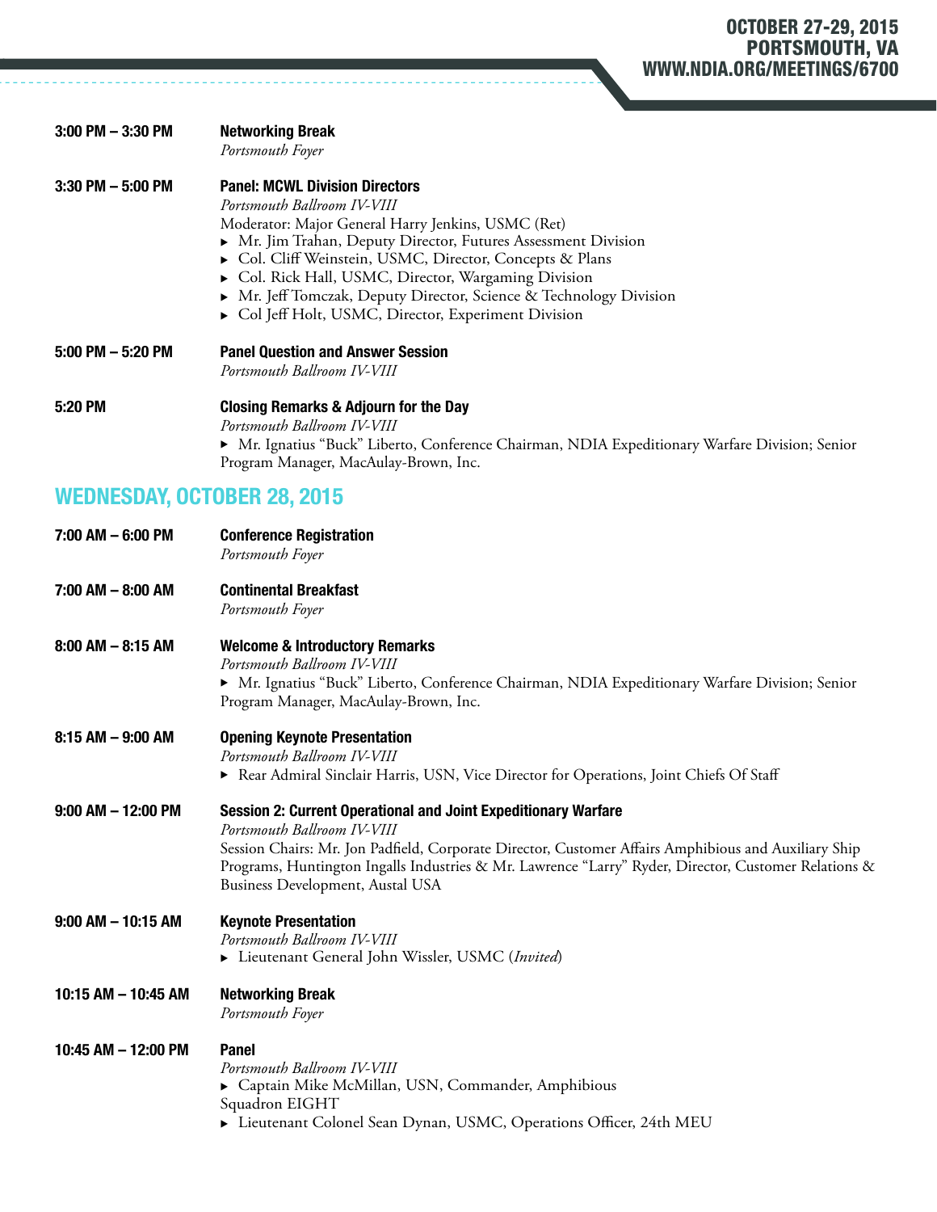**3:00 PM – 3:30 PM** **Networking Break**
*Portsmouth Foyer*

**3:30 PM – 5:00 PM** **Panel: MCWL Division Directors**
*Portsmouth Ballroom IV-VIII*
Moderator: Major General Harry Jenkins, USMC (Ret)

- Mr. Jim Trahan, Deputy Director, Futures Assessment Division
- Col. Cliff Weinstein, USMC, Director, Concepts & Plans
- Col. Rick Hall, USMC, Director, Wargaming Division
- Mr. Jeff Tomczak, Deputy Director, Science & Technology Division
- Col Jeff Holt, USMC, Director, Experiment Division

**5:00 PM – 5:20 PM** **Panel Question and Answer Session**
*Portsmouth Ballroom IV-VIII*

**5:20 PM** **Closing Remarks & Adjourn for the Day**
*Portsmouth Ballroom IV-VIII*

- Mr. Ignatius "Buck" Liberto, Conference Chairman, NDIA Expeditionary Warfare Division; Senior Program Manager, MacAulay-Brown, Inc.

## WEDNESDAY, OCTOBER 28, 2015

**7:00 AM – 6:00 PM** **Conference Registration**
*Portsmouth Foyer*

**7:00 AM – 8:00 AM** **Continental Breakfast**
*Portsmouth Foyer*

**8:00 AM – 8:15 AM** **Welcome & Introductory Remarks**
*Portsmouth Ballroom IV-VIII*

- Mr. Ignatius "Buck" Liberto, Conference Chairman, NDIA Expeditionary Warfare Division; Senior Program Manager, MacAulay-Brown, Inc.

**8:15 AM – 9:00 AM** **Opening Keynote Presentation**
*Portsmouth Ballroom IV-VIII*

- Rear Admiral Sinclair Harris, USN, Vice Director for Operations, Joint Chiefs Of Staff

**9:00 AM – 12:00 PM** **Session 2: Current Operational and Joint Expeditionary Warfare**
*Portsmouth Ballroom IV-VIII*
Session Chairs: Mr. Jon Padfield, Corporate Director, Customer Affairs Amphibious and Auxiliary Ship Programs, Huntington Ingalls Industries & Mr. Lawrence "Larry" Ryder, Director, Customer Relations & Business Development, Austal USA

**9:00 AM – 10:15 AM** **Keynote Presentation**
*Portsmouth Ballroom IV-VIII*

- Lieutenant General John Wissler, USMC (*Invited*)

**10:15 AM – 10:45 AM** **Networking Break**
*Portsmouth Foyer*

**10:45 AM – 12:00 PM** **Panel**
*Portsmouth Ballroom IV-VIII*

- Captain Mike McMillan, USN, Commander, Amphibious Squadron EIGHT
- Lieutenant Colonel Sean Dynan, USMC, Operations Officer, 24th MEU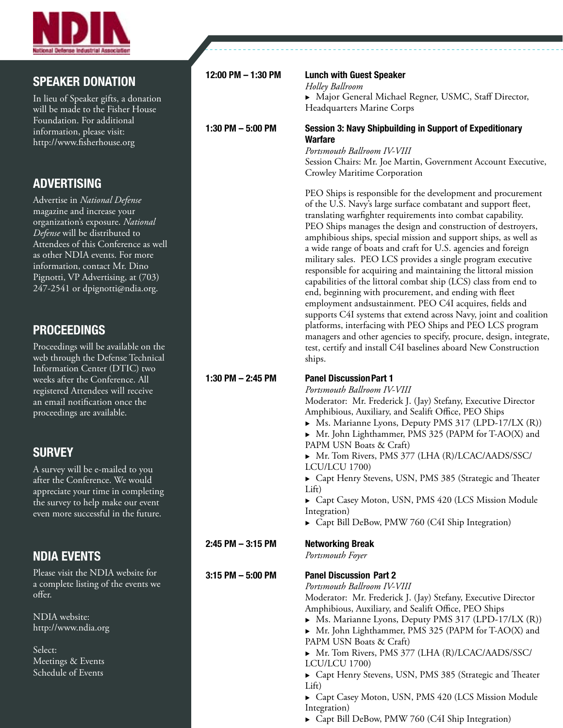## SPEAKER DONATION

In lieu of Speaker gifts, a donation will be made to the Fisher House Foundation. For additional information, please visit: http://www.fisherhouse.org

## ADVERTISING

Advertise in *National Defense* magazine and increase your organization's exposure. *National Defense* will be distributed to Attendees of this Conference as well as other NDIA events. For more information, contact Mr. Dino Pignotti, VP Advertising, at (703) 247-2541 or dpignotti@ndia.org.

## PROCEEDINGS

Proceedings will be available on the web through the Defense Technical Information Center (DTIC) two weeks after the Conference. All registered Attendees will receive an email notification once the proceedings are available.

## SURVEY

A survey will be e-mailed to you after the Conference. We would appreciate your time in completing the survey to help make our event even more successful in the future.

## NDIA EVENTS

Please visit the NDIA website for a complete listing of the events we offer.

NDIA website:
http://www.ndia.org

Select:
Meetings & Events
Schedule of Events

---

**12:00 PM – 1:30 PM** — **Lunch with Guest Speaker**

*Holley Ballroom*

- Major General Michael Regner, USMC, Staff Director, Headquarters Marine Corps

**1:30 PM – 5:00 PM** — **Session 3: Navy Shipbuilding in Support of Expeditionary Warfare**

*Portsmouth Ballroom IV-VIII*

Session Chairs: Mr. Joe Martin, Government Account Executive, Crowley Maritime Corporation

PEO Ships is responsible for the development and procurement of the U.S. Navy's large surface combatant and support fleet, translating warfighter requirements into combat capability. PEO Ships manages the design and construction of destroyers, amphibious ships, special mission and support ships, as well as a wide range of boats and craft for U.S. agencies and foreign military sales. PEO LCS provides a single program executive responsible for acquiring and maintaining the littoral mission capabilities of the littoral combat ship (LCS) class from end to end, beginning with procurement, and ending with fleet employment andsustainment. PEO C4I acquires, fields and supports C4I systems that extend across Navy, joint and coalition platforms, interfacing with PEO Ships and PEO LCS program managers and other agencies to specify, procure, design, integrate, test, certify and install C4I baselines aboard New Construction ships.

**1:30 PM – 2:45 PM** — **Panel Discussion Part 1**

*Portsmouth Ballroom IV-VIII*

Moderator: Mr. Frederick J. (Jay) Stefany, Executive Director Amphibious, Auxiliary, and Sealift Office, PEO Ships

- Ms. Marianne Lyons, Deputy PMS 317 (LPD-17/LX (R))
- Mr. John Lighthammer, PMS 325 (PAPM for T-AO(X) and PAPM USN Boats & Craft)
- Mr. Tom Rivers, PMS 377 (LHA (R)/LCAC/AADS/SSC/LCU/LCU 1700)
- Capt Henry Stevens, USN, PMS 385 (Strategic and Theater Lift)
- Capt Casey Moton, USN, PMS 420 (LCS Mission Module Integration)
- Capt Bill DeBow, PMW 760 (C4I Ship Integration)

**2:45 PM – 3:15 PM** — **Networking Break**

*Portsmouth Foyer*

**3:15 PM – 5:00 PM** — **Panel Discussion Part 2**

*Portsmouth Ballroom IV-VIII*

Moderator: Mr. Frederick J. (Jay) Stefany, Executive Director Amphibious, Auxiliary, and Sealift Office, PEO Ships

- Ms. Marianne Lyons, Deputy PMS 317 (LPD-17/LX (R))
- Mr. John Lighthammer, PMS 325 (PAPM for T-AO(X) and PAPM USN Boats & Craft)
- Mr. Tom Rivers, PMS 377 (LHA (R)/LCAC/AADS/SSC/LCU/LCU 1700)
- Capt Henry Stevens, USN, PMS 385 (Strategic and Theater Lift)
- Capt Casey Moton, USN, PMS 420 (LCS Mission Module Integration)
- Capt Bill DeBow, PMW 760 (C4I Ship Integration)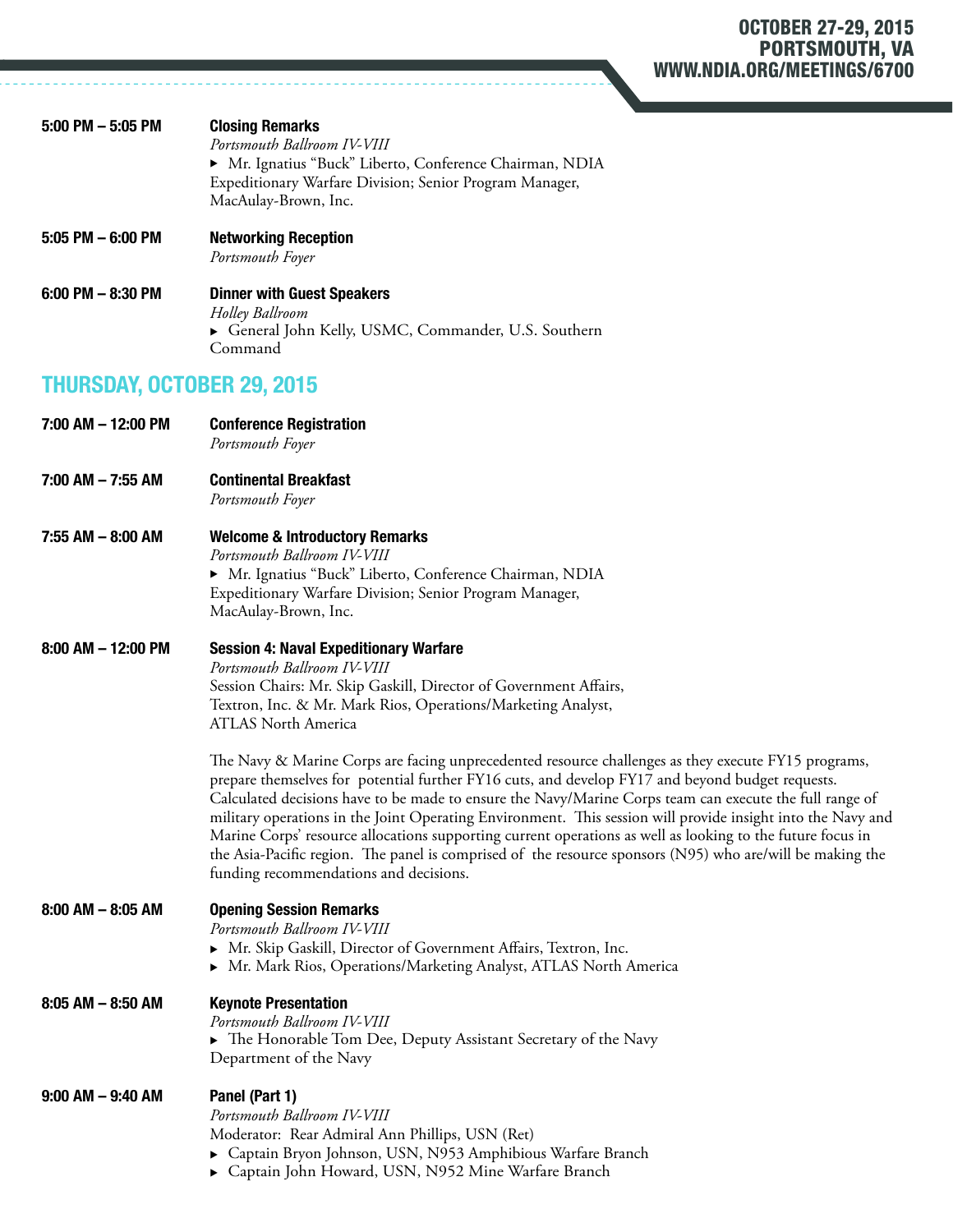**5:00 PM – 5:05 PM** **Closing Remarks**
*Portsmouth Ballroom IV-VIII*
- Mr. Ignatius "Buck" Liberto, Conference Chairman, NDIA Expeditionary Warfare Division; Senior Program Manager, MacAulay-Brown, Inc.

**5:05 PM – 6:00 PM** **Networking Reception**
*Portsmouth Foyer*

**6:00 PM – 8:30 PM** **Dinner with Guest Speakers**
*Holley Ballroom*
- General John Kelly, USMC, Commander, U.S. Southern Command

## THURSDAY, OCTOBER 29, 2015

**7:00 AM – 12:00 PM** **Conference Registration**
*Portsmouth Foyer*

**7:00 AM – 7:55 AM** **Continental Breakfast**
*Portsmouth Foyer*

**7:55 AM – 8:00 AM** **Welcome & Introductory Remarks**
*Portsmouth Ballroom IV-VIII*
- Mr. Ignatius "Buck" Liberto, Conference Chairman, NDIA Expeditionary Warfare Division; Senior Program Manager, MacAulay-Brown, Inc.

**8:00 AM – 12:00 PM** **Session 4: Naval Expeditionary Warfare**
*Portsmouth Ballroom IV-VIII*
Session Chairs: Mr. Skip Gaskill, Director of Government Affairs, Textron, Inc. & Mr. Mark Rios, Operations/Marketing Analyst, ATLAS North America

The Navy & Marine Corps are facing unprecedented resource challenges as they execute FY15 programs, prepare themselves for potential further FY16 cuts, and develop FY17 and beyond budget requests. Calculated decisions have to be made to ensure the Navy/Marine Corps team can execute the full range of military operations in the Joint Operating Environment. This session will provide insight into the Navy and Marine Corps' resource allocations supporting current operations as well as looking to the future focus in the Asia-Pacific region. The panel is comprised of the resource sponsors (N95) who are/will be making the funding recommendations and decisions.

**8:00 AM – 8:05 AM** **Opening Session Remarks**
*Portsmouth Ballroom IV-VIII*
- Mr. Skip Gaskill, Director of Government Affairs, Textron, Inc.
- Mr. Mark Rios, Operations/Marketing Analyst, ATLAS North America

**8:05 AM – 8:50 AM** **Keynote Presentation**
*Portsmouth Ballroom IV-VIII*
- The Honorable Tom Dee, Deputy Assistant Secretary of the Navy Department of the Navy

**9:00 AM – 9:40 AM** **Panel (Part 1)**
*Portsmouth Ballroom IV-VIII*
Moderator: Rear Admiral Ann Phillips, USN (Ret)
- Captain Bryon Johnson, USN, N953 Amphibious Warfare Branch
- Captain John Howard, USN, N952 Mine Warfare Branch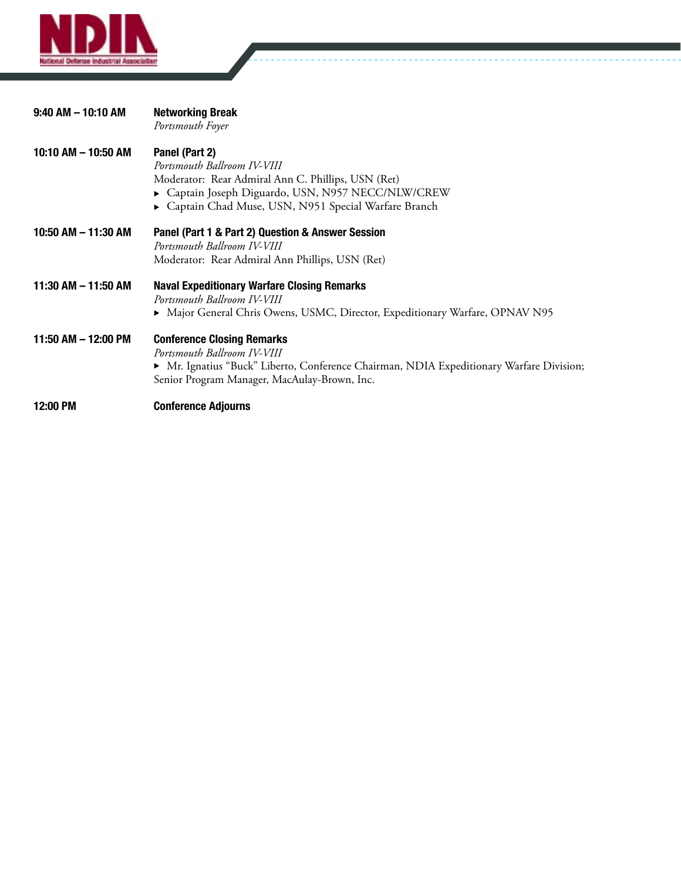**9:40 AM – 10:10 AM** **Networking Break**
*Portsmouth Foyer*

**10:10 AM – 10:50 AM** **Panel (Part 2)**
*Portsmouth Ballroom IV-VIII*
Moderator: Rear Admiral Ann C. Phillips, USN (Ret)

- Captain Joseph Diguardo, USN, N957 NECC/NLW/CREW
- Captain Chad Muse, USN, N951 Special Warfare Branch

**10:50 AM – 11:30 AM** **Panel (Part 1 & Part 2) Question & Answer Session**
*Portsmouth Ballroom IV-VIII*
Moderator: Rear Admiral Ann Phillips, USN (Ret)

**11:30 AM – 11:50 AM** **Naval Expeditionary Warfare Closing Remarks**
*Portsmouth Ballroom IV-VIII*

- Major General Chris Owens, USMC, Director, Expeditionary Warfare, OPNAV N95

**11:50 AM – 12:00 PM** **Conference Closing Remarks**
*Portsmouth Ballroom IV-VIII*

- Mr. Ignatius "Buck" Liberto, Conference Chairman, NDIA Expeditionary Warfare Division; Senior Program Manager, MacAulay-Brown, Inc.

**12:00 PM** **Conference Adjourns**